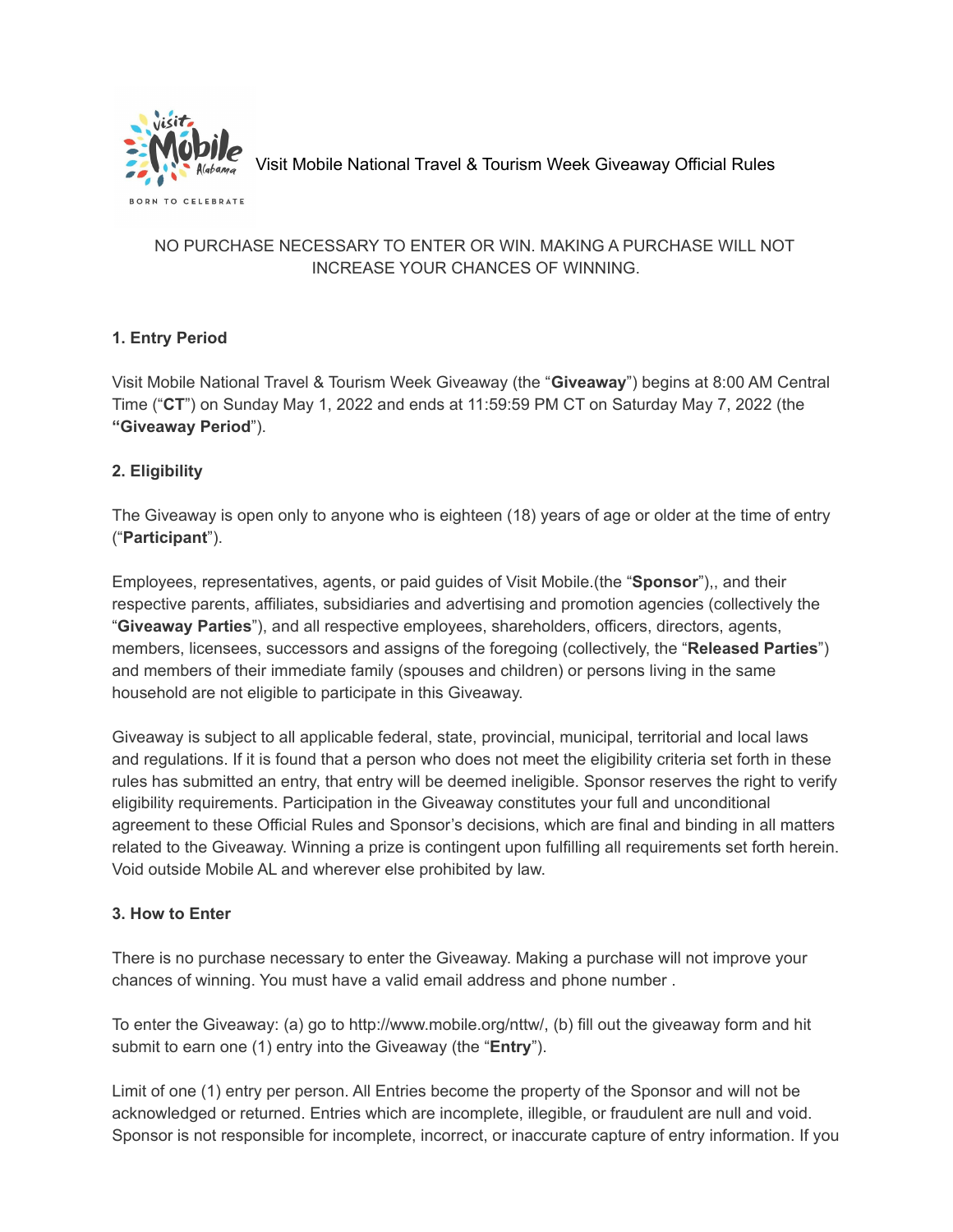# Visit Mobile National Travel & Tourism Week Giveaway Official Rules

NO PURCHASE NECESSARY TO ENTER OR WIN. MAKING A PURCHASE WILL NOT INCREASE YOUR CHANCES OF WINNING.

## 1. Entry Period

Visit Mobile National Travel & Tourism Week Giveaway (the "**Giveaway**") begins at 8:00 AM Central Time ("**CT**") on Sunday May 1, 2022 and ends at 11:59:59 PM CT on Saturday May 7, 2022 (the **"Giveaway Period**").

## 2. Eligibility

The Giveaway is open only to anyone who is eighteen (18) years of age or older at the time of entry ("**Participant**").

Employees, representatives, agents, or paid guides of Visit Mobile.(the "**Sponsor**"),, and their respective parents, affiliates, subsidiaries and advertising and promotion agencies (collectively the "**Giveaway Parties**"), and all respective employees, shareholders, officers, directors, agents, members, licensees, successors and assigns of the foregoing (collectively, the "**Released Parties**") and members of their immediate family (spouses and children) or persons living in the same household are not eligible to participate in this Giveaway.

Giveaway is subject to all applicable federal, state, provincial, municipal, territorial and local laws and regulations. If it is found that a person who does not meet the eligibility criteria set forth in these rules has submitted an entry, that entry will be deemed ineligible. Sponsor reserves the right to verify eligibility requirements. Participation in the Giveaway constitutes your full and unconditional agreement to these Official Rules and Sponsor's decisions, which are final and binding in all matters related to the Giveaway. Winning a prize is contingent upon fulfilling all requirements set forth herein. Void outside Mobile AL and wherever else prohibited by law.

## 3. How to Enter

There is no purchase necessary to enter the Giveaway. Making a purchase will not improve your chances of winning. You must have a valid email address and phone number .

To enter the Giveaway: (a) go to http://www.mobile.org/nttw/, (b) fill out the giveaway form and hit submit to earn one (1) entry into the Giveaway (the "**Entry**").

Limit of one (1) entry per person. All Entries become the property of the Sponsor and will not be acknowledged or returned. Entries which are incomplete, illegible, or fraudulent are null and void. Sponsor is not responsible for incomplete, incorrect, or inaccurate capture of entry information. If you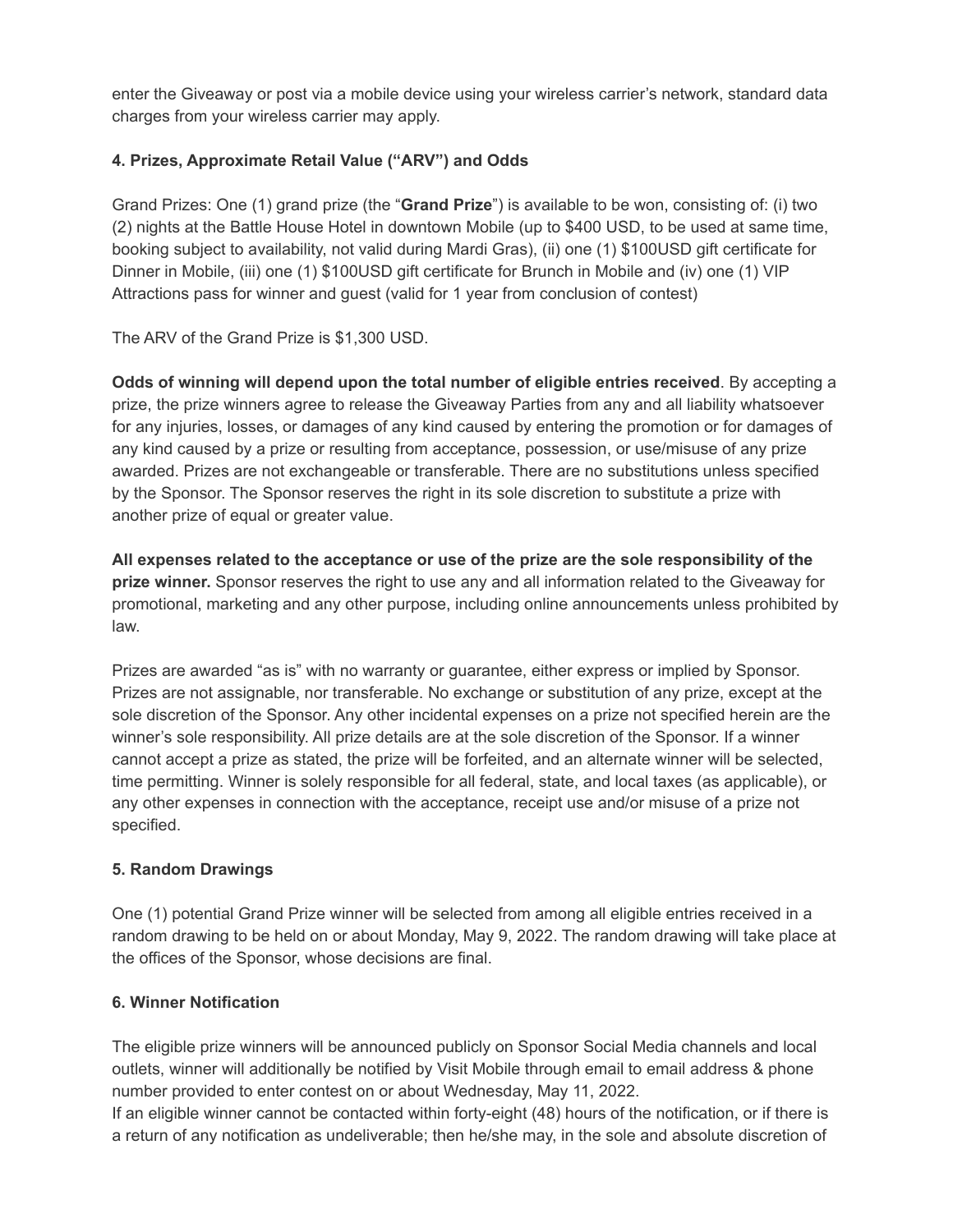enter the Giveaway or post via a mobile device using your wireless carrier's network, standard data charges from your wireless carrier may apply.

**4. Prizes, Approximate Retail Value ("ARV") and Odds**

Grand Prizes: One (1) grand prize (the "**Grand Prize**") is available to be won, consisting of: (i) two (2) nights at the Battle House Hotel in downtown Mobile (up to $400 USD, to be used at same time, booking subject to availability, not valid during Mardi Gras), (ii) one (1) $100USD gift certificate for Dinner in Mobile, (iii) one (1) $100USD gift certificate for Brunch in Mobile and (iv) one (1) VIP Attractions pass for winner and guest (valid for 1 year from conclusion of contest)

The ARV of the Grand Prize is $1,300 USD.

**Odds of winning will depend upon the total number of eligible entries received**. By accepting a prize, the prize winners agree to release the Giveaway Parties from any and all liability whatsoever for any injuries, losses, or damages of any kind caused by entering the promotion or for damages of any kind caused by a prize or resulting from acceptance, possession, or use/misuse of any prize awarded. Prizes are not exchangeable or transferable. There are no substitutions unless specified by the Sponsor. The Sponsor reserves the right in its sole discretion to substitute a prize with another prize of equal or greater value.

**All expenses related to the acceptance or use of the prize are the sole responsibility of the prize winner.** Sponsor reserves the right to use any and all information related to the Giveaway for promotional, marketing and any other purpose, including online announcements unless prohibited by law.

Prizes are awarded "as is" with no warranty or guarantee, either express or implied by Sponsor. Prizes are not assignable, nor transferable. No exchange or substitution of any prize, except at the sole discretion of the Sponsor. Any other incidental expenses on a prize not specified herein are the winner's sole responsibility. All prize details are at the sole discretion of the Sponsor. If a winner cannot accept a prize as stated, the prize will be forfeited, and an alternate winner will be selected, time permitting. Winner is solely responsible for all federal, state, and local taxes (as applicable), or any other expenses in connection with the acceptance, receipt use and/or misuse of a prize not specified.

**5. Random Drawings**

One (1) potential Grand Prize winner will be selected from among all eligible entries received in a random drawing to be held on or about Monday, May 9, 2022. The random drawing will take place at the offices of the Sponsor, whose decisions are final.

**6. Winner Notification**

The eligible prize winners will be announced publicly on Sponsor Social Media channels and local outlets, winner will additionally be notified by Visit Mobile through email to email address & phone number provided to enter contest on or about Wednesday, May 11, 2022.

If an eligible winner cannot be contacted within forty-eight (48) hours of the notification, or if there is a return of any notification as undeliverable; then he/she may, in the sole and absolute discretion of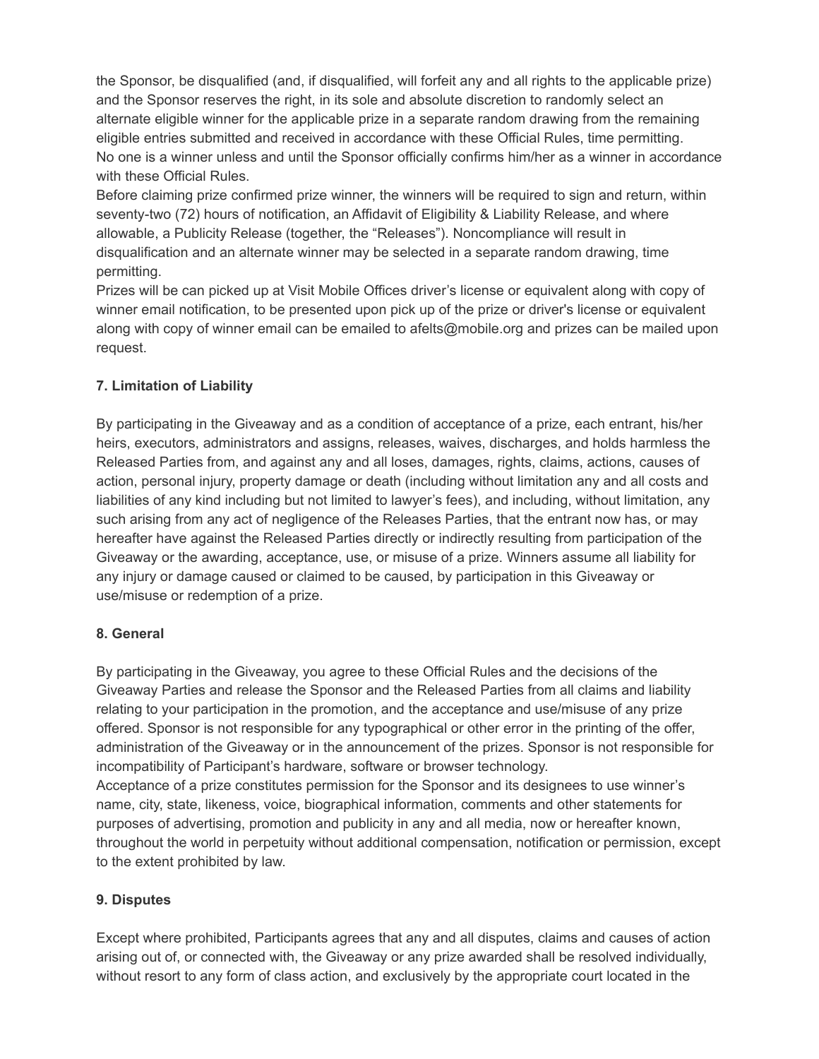the Sponsor, be disqualified (and, if disqualified, will forfeit any and all rights to the applicable prize) and the Sponsor reserves the right, in its sole and absolute discretion to randomly select an alternate eligible winner for the applicable prize in a separate random drawing from the remaining eligible entries submitted and received in accordance with these Official Rules, time permitting. No one is a winner unless and until the Sponsor officially confirms him/her as a winner in accordance with these Official Rules.

Before claiming prize confirmed prize winner, the winners will be required to sign and return, within seventy-two (72) hours of notification, an Affidavit of Eligibility & Liability Release, and where allowable, a Publicity Release (together, the "Releases"). Noncompliance will result in disqualification and an alternate winner may be selected in a separate random drawing, time permitting.

Prizes will be can picked up at Visit Mobile Offices driver's license or equivalent along with copy of winner email notification, to be presented upon pick up of the prize or driver's license or equivalent along with copy of winner email can be emailed to afelts@mobile.org and prizes can be mailed upon request.

**7. Limitation of Liability**

By participating in the Giveaway and as a condition of acceptance of a prize, each entrant, his/her heirs, executors, administrators and assigns, releases, waives, discharges, and holds harmless the Released Parties from, and against any and all loses, damages, rights, claims, actions, causes of action, personal injury, property damage or death (including without limitation any and all costs and liabilities of any kind including but not limited to lawyer's fees), and including, without limitation, any such arising from any act of negligence of the Releases Parties, that the entrant now has, or may hereafter have against the Released Parties directly or indirectly resulting from participation of the Giveaway or the awarding, acceptance, use, or misuse of a prize. Winners assume all liability for any injury or damage caused or claimed to be caused, by participation in this Giveaway or use/misuse or redemption of a prize.

**8. General**

By participating in the Giveaway, you agree to these Official Rules and the decisions of the Giveaway Parties and release the Sponsor and the Released Parties from all claims and liability relating to your participation in the promotion, and the acceptance and use/misuse of any prize offered. Sponsor is not responsible for any typographical or other error in the printing of the offer, administration of the Giveaway or in the announcement of the prizes. Sponsor is not responsible for incompatibility of Participant's hardware, software or browser technology.

Acceptance of a prize constitutes permission for the Sponsor and its designees to use winner's name, city, state, likeness, voice, biographical information, comments and other statements for purposes of advertising, promotion and publicity in any and all media, now or hereafter known, throughout the world in perpetuity without additional compensation, notification or permission, except to the extent prohibited by law.

**9. Disputes**

Except where prohibited, Participants agrees that any and all disputes, claims and causes of action arising out of, or connected with, the Giveaway or any prize awarded shall be resolved individually, without resort to any form of class action, and exclusively by the appropriate court located in the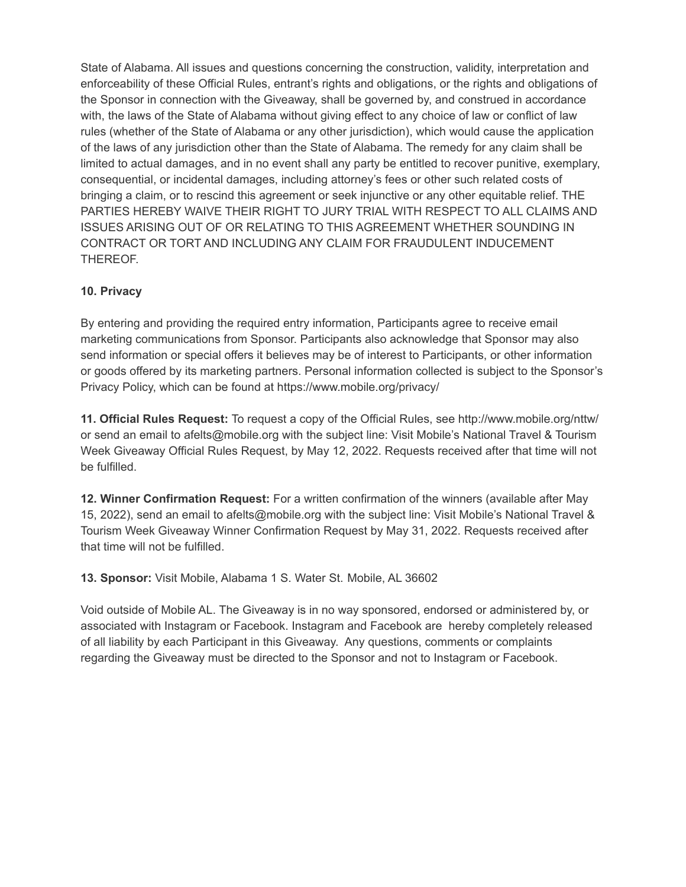State of Alabama. All issues and questions concerning the construction, validity, interpretation and enforceability of these Official Rules, entrant's rights and obligations, or the rights and obligations of the Sponsor in connection with the Giveaway, shall be governed by, and construed in accordance with, the laws of the State of Alabama without giving effect to any choice of law or conflict of law rules (whether of the State of Alabama or any other jurisdiction), which would cause the application of the laws of any jurisdiction other than the State of Alabama. The remedy for any claim shall be limited to actual damages, and in no event shall any party be entitled to recover punitive, exemplary, consequential, or incidental damages, including attorney's fees or other such related costs of bringing a claim, or to rescind this agreement or seek injunctive or any other equitable relief. THE PARTIES HEREBY WAIVE THEIR RIGHT TO JURY TRIAL WITH RESPECT TO ALL CLAIMS AND ISSUES ARISING OUT OF OR RELATING TO THIS AGREEMENT WHETHER SOUNDING IN CONTRACT OR TORT AND INCLUDING ANY CLAIM FOR FRAUDULENT INDUCEMENT THEREOF.

**10. Privacy**

By entering and providing the required entry information, Participants agree to receive email marketing communications from Sponsor. Participants also acknowledge that Sponsor may also send information or special offers it believes may be of interest to Participants, or other information or goods offered by its marketing partners. Personal information collected is subject to the Sponsor's Privacy Policy, which can be found at https://www.mobile.org/privacy/

**11. Official Rules Request:** To request a copy of the Official Rules, see http://www.mobile.org/nttw/ or send an email to afelts@mobile.org with the subject line: Visit Mobile's National Travel & Tourism Week Giveaway Official Rules Request, by May 12, 2022. Requests received after that time will not be fulfilled.

**12. Winner Confirmation Request:** For a written confirmation of the winners (available after May 15, 2022), send an email to afelts@mobile.org with the subject line: Visit Mobile's National Travel & Tourism Week Giveaway Winner Confirmation Request by May 31, 2022. Requests received after that time will not be fulfilled.

**13. Sponsor:** Visit Mobile, Alabama 1 S. Water St. Mobile, AL 36602

Void outside of Mobile AL. The Giveaway is in no way sponsored, endorsed or administered by, or associated with Instagram or Facebook. Instagram and Facebook are hereby completely released of all liability by each Participant in this Giveaway. Any questions, comments or complaints regarding the Giveaway must be directed to the Sponsor and not to Instagram or Facebook.